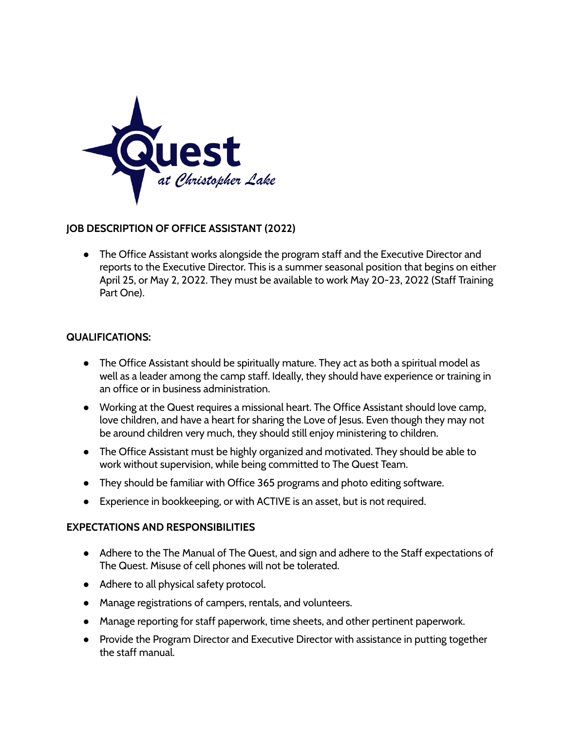Quest at Christopher Lake

## JOB DESCRIPTION OF OFFICE ASSISTANT (2022)

- The Office Assistant works alongside the program staff and the Executive Director and reports to the Executive Director. This is a summer seasonal position that begins on either April 25, or May 2, 2022. They must be available to work May 20-23, 2022 (Staff Training Part One).

## QUALIFICATIONS:

- The Office Assistant should be spiritually mature. They act as both a spiritual model as well as a leader among the camp staff. Ideally, they should have experience or training in an office or in business administration.
- Working at the Quest requires a missional heart. The Office Assistant should love camp, love children, and have a heart for sharing the Love of Jesus. Even though they may not be around children very much, they should still enjoy ministering to children.
- The Office Assistant must be highly organized and motivated. They should be able to work without supervision, while being committed to The Quest Team.
- They should be familiar with Office 365 programs and photo editing software.
- Experience in bookkeeping, or with ACTIVE is an asset, but is not required.

## EXPECTATIONS AND RESPONSIBILITIES

- Adhere to the The Manual of The Quest, and sign and adhere to the Staff expectations of The Quest. Misuse of cell phones will not be tolerated.
- Adhere to all physical safety protocol.
- Manage registrations of campers, rentals, and volunteers.
- Manage reporting for staff paperwork, time sheets, and other pertinent paperwork.
- Provide the Program Director and Executive Director with assistance in putting together the staff manual.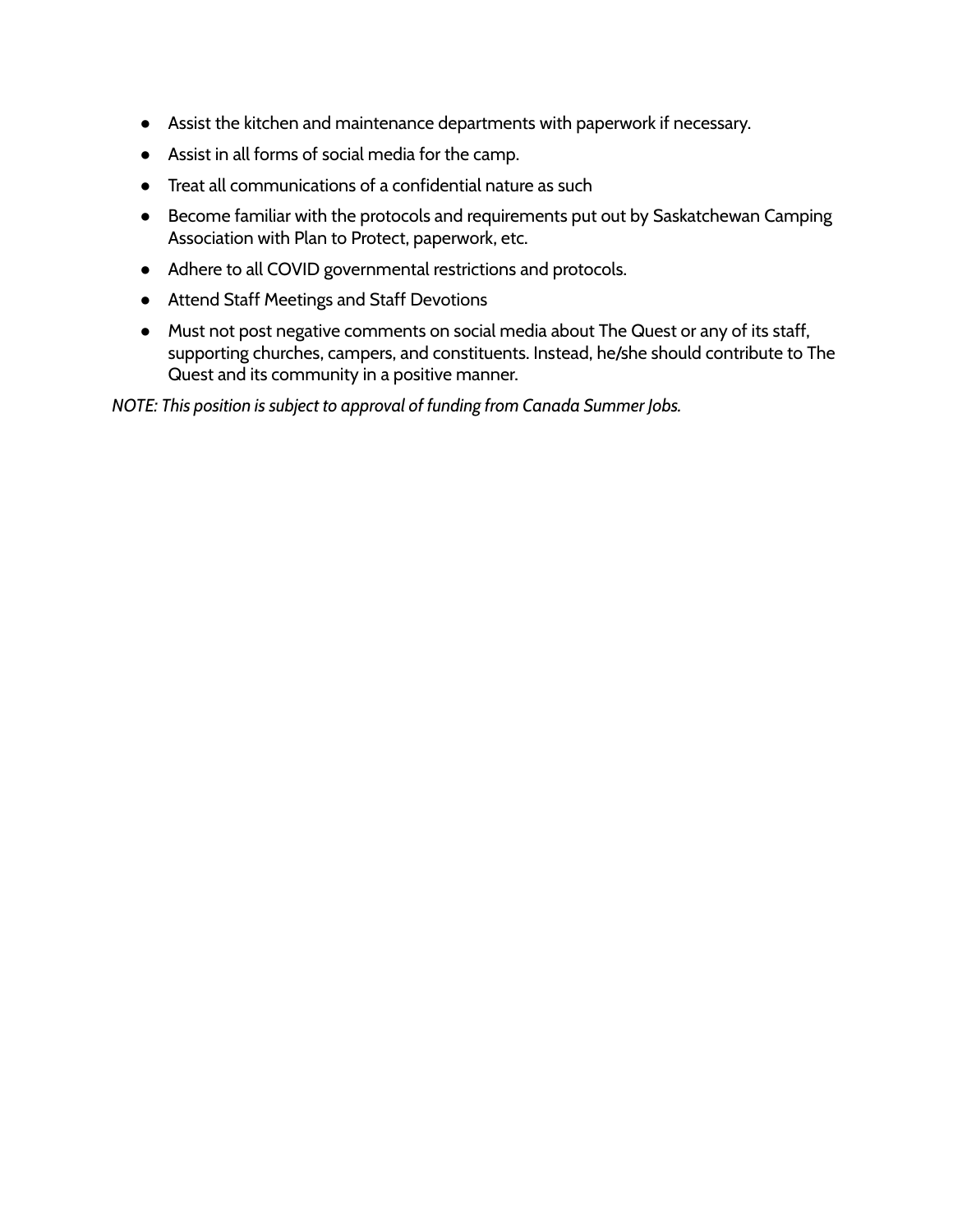- Assist the kitchen and maintenance departments with paperwork if necessary.
- Assist in all forms of social media for the camp.
- Treat all communications of a confidential nature as such
- Become familiar with the protocols and requirements put out by Saskatchewan Camping Association with Plan to Protect, paperwork, etc.
- Adhere to all COVID governmental restrictions and protocols.
- Attend Staff Meetings and Staff Devotions
- Must not post negative comments on social media about The Quest or any of its staff, supporting churches, campers, and constituents. Instead, he/she should contribute to The Quest and its community in a positive manner.

*NOTE: This position is subject to approval of funding from Canada Summer Jobs.*